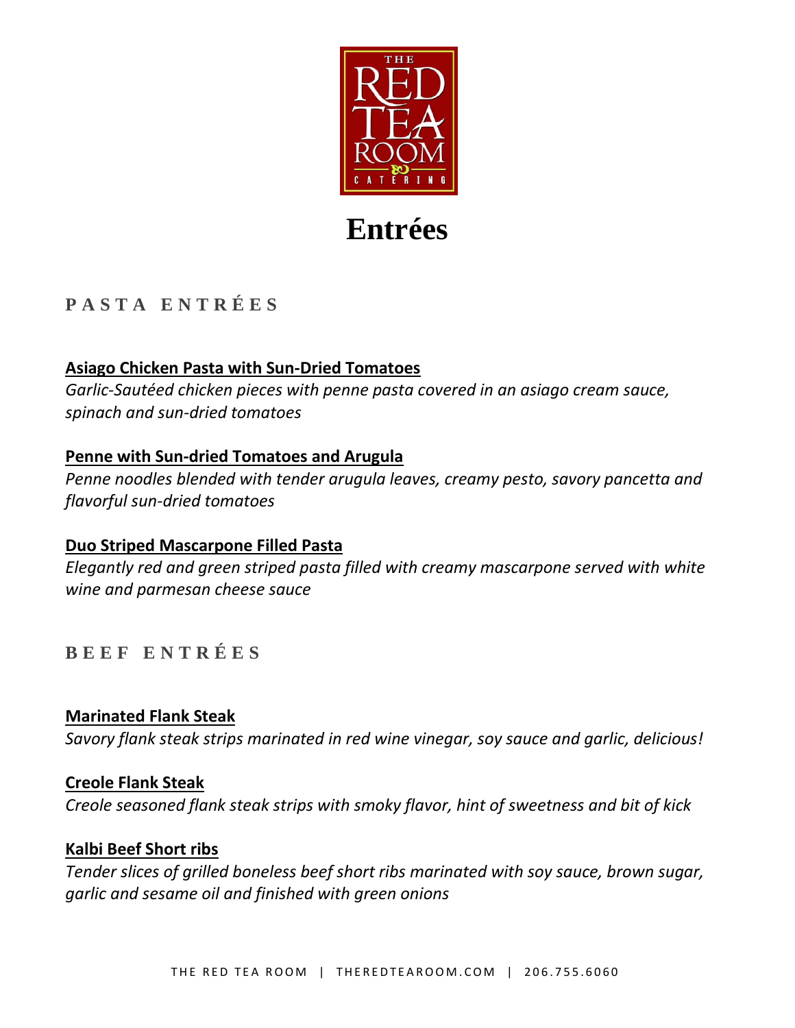# Entrées

## PASTA ENTRÉES

**Asiago Chicken Pasta with Sun-Dried Tomatoes**

*Garlic-Sautéed chicken pieces with penne pasta covered in an asiago cream sauce, spinach and sun-dried tomatoes*

**Penne with Sun-dried Tomatoes and Arugula**

*Penne noodles blended with tender arugula leaves, creamy pesto, savory pancetta and flavorful sun-dried tomatoes*

**Duo Striped Mascarpone Filled Pasta**

*Elegantly red and green striped pasta filled with creamy mascarpone served with white wine and parmesan cheese sauce*

## BEEF ENTRÉES

**Marinated Flank Steak**

*Savory flank steak strips marinated in red wine vinegar, soy sauce and garlic, delicious!*

**Creole Flank Steak**

*Creole seasoned flank steak strips with smoky flavor, hint of sweetness and bit of kick*

**Kalbi Beef Short ribs**

*Tender slices of grilled boneless beef short ribs marinated with soy sauce, brown sugar, garlic and sesame oil and finished with green onions*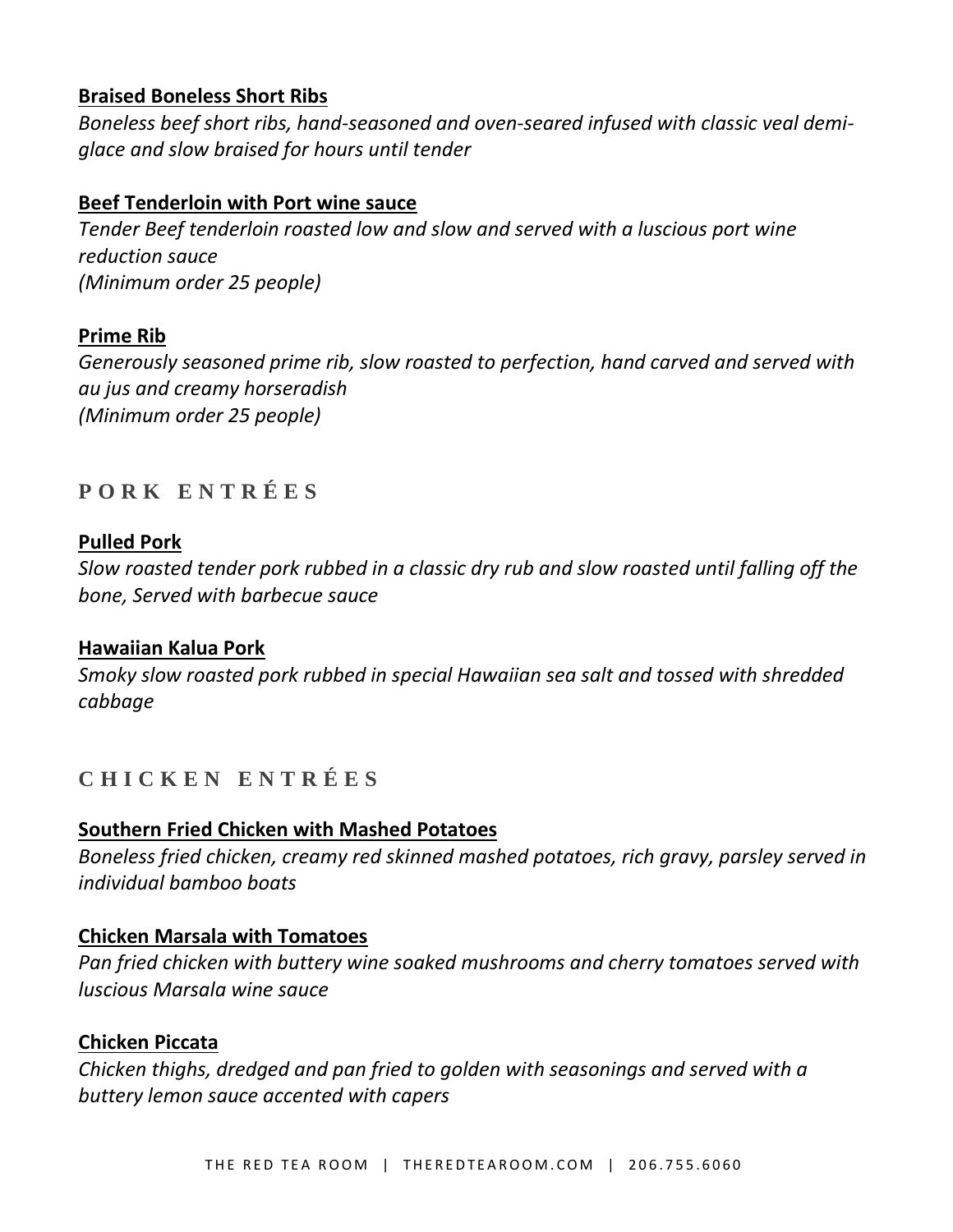**Braised Boneless Short Ribs**

*Boneless beef short ribs, hand-seasoned and oven-seared infused with classic veal demi-glace and slow braised for hours until tender*

**Beef Tenderloin with Port wine sauce**

*Tender Beef tenderloin roasted low and slow and served with a luscious port wine reduction sauce*
*(Minimum order 25 people)*

**Prime Rib**

*Generously seasoned prime rib, slow roasted to perfection, hand carved and served with au jus and creamy horseradish*
*(Minimum order 25 people)*

## PORK ENTRÉES

**Pulled Pork**

*Slow roasted tender pork rubbed in a classic dry rub and slow roasted until falling off the bone, Served with barbecue sauce*

**Hawaiian Kalua Pork**

*Smoky slow roasted pork rubbed in special Hawaiian sea salt and tossed with shredded cabbage*

## CHICKEN ENTRÉES

**Southern Fried Chicken with Mashed Potatoes**

*Boneless fried chicken, creamy red skinned mashed potatoes, rich gravy, parsley served in individual bamboo boats*

**Chicken Marsala with Tomatoes**

*Pan fried chicken with buttery wine soaked mushrooms and cherry tomatoes served with luscious Marsala wine sauce*

**Chicken Piccata**

*Chicken thighs, dredged and pan fried to golden with seasonings and served with a buttery lemon sauce accented with capers*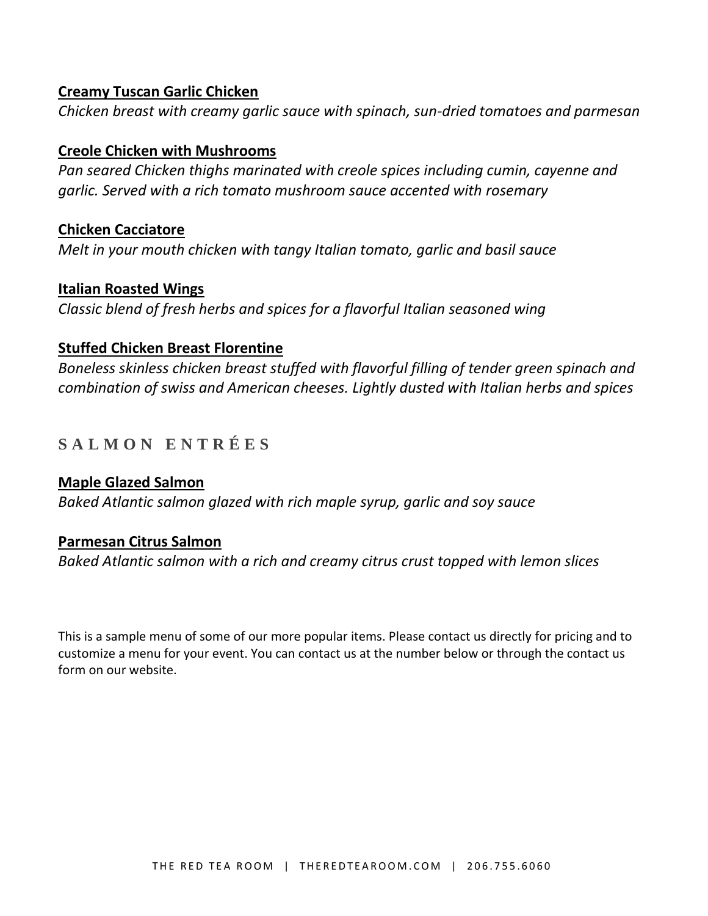**Creamy Tuscan Garlic Chicken**

*Chicken breast with creamy garlic sauce with spinach, sun-dried tomatoes and parmesan*

**Creole Chicken with Mushrooms**

*Pan seared Chicken thighs marinated with creole spices including cumin, cayenne and garlic. Served with a rich tomato mushroom sauce accented with rosemary*

**Chicken Cacciatore**

*Melt in your mouth chicken with tangy Italian tomato, garlic and basil sauce*

**Italian Roasted Wings**

*Classic blend of fresh herbs and spices for a flavorful Italian seasoned wing*

**Stuffed Chicken Breast Florentine**

*Boneless skinless chicken breast stuffed with flavorful filling of tender green spinach and combination of swiss and American cheeses. Lightly dusted with Italian herbs and spices*

## SALMON ENTRÉES

**Maple Glazed Salmon**

*Baked Atlantic salmon glazed with rich maple syrup, garlic and soy sauce*

**Parmesan Citrus Salmon**

*Baked Atlantic salmon with a rich and creamy citrus crust topped with lemon slices*

This is a sample menu of some of our more popular items. Please contact us directly for pricing and to customize a menu for your event. You can contact us at the number below or through the contact us form on our website.

THE RED TEA ROOM | THEREDTEAROOM.COM | 206.755.6060